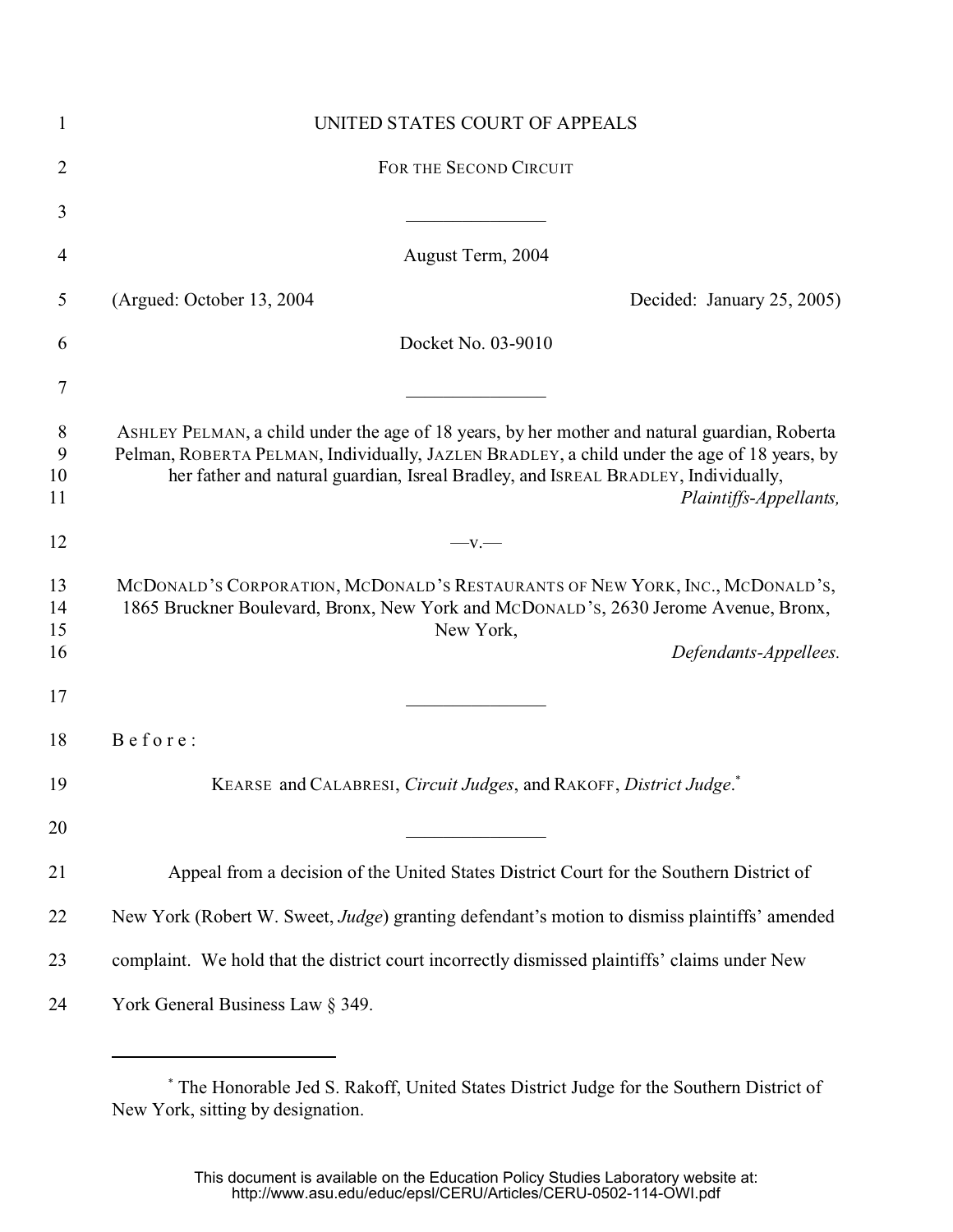UNITED STATES COURT OF APPEALS

FOR THE SECOND CIRCUIT

---

August Term, 2004

(Argued: October 13, 2004 Decided: January 25, 2005)

Docket No. 03-9010

---

ASHLEY PELMAN, a child under the age of 18 years, by her mother and natural guardian, Roberta Pelman, ROBERTA PELMAN, Individually, JAZLEN BRADLEY, a child under the age of 18 years, by her father and natural guardian, Isreal Bradley, and ISREAL BRADLEY, Individually,

*Plaintiffs-Appellants,*

—v.—

MCDONALD'S CORPORATION, MCDONALD'S RESTAURANTS OF NEW YORK, INC., MCDONALD'S, 1865 Bruckner Boulevard, Bronx, New York and MCDONALD'S, 2630 Jerome Avenue, Bronx, New York,

*Defendants-Appellees.*

---

Before:

KEARSE and CALABRESI, *Circuit Judges*, and RAKOFF, *District Judge*.*

---

Appeal from a decision of the United States District Court for the Southern District of New York (Robert W. Sweet, *Judge*) granting defendant's motion to dismiss plaintiffs' amended complaint. We hold that the district court incorrectly dismissed plaintiffs' claims under New York General Business Law § 349.

---

* The Honorable Jed S. Rakoff, United States District Judge for the Southern District of New York, sitting by designation.

This document is available on the Education Policy Studies Laboratory website at: http://www.asu.edu/educ/epsl/CERU/Articles/CERU-0502-114-OWI.pdf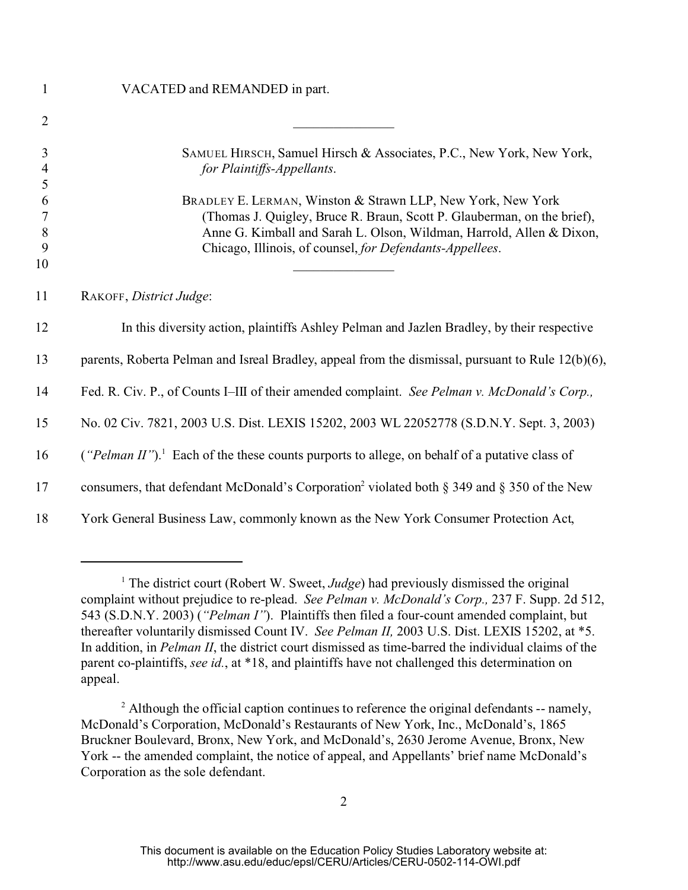VACATED and REMANDED in part.

---

SAMUEL HIRSCH, Samuel Hirsch & Associates, P.C., New York, New York, *for Plaintiffs-Appellants*.

BRADLEY E. LERMAN, Winston & Strawn LLP, New York, New York (Thomas J. Quigley, Bruce R. Braun, Scott P. Glauberman, on the brief), Anne G. Kimball and Sarah L. Olson, Wildman, Harrold, Allen & Dixon, Chicago, Illinois, of counsel, *for Defendants-Appellees*.

---

RAKOFF, *District Judge*:

In this diversity action, plaintiffs Ashley Pelman and Jazlen Bradley, by their respective parents, Roberta Pelman and Isreal Bradley, appeal from the dismissal, pursuant to Rule 12(b)(6), Fed. R. Civ. P., of Counts I–III of their amended complaint. *See Pelman v. McDonald's Corp.,* No. 02 Civ. 7821, 2003 U.S. Dist. LEXIS 15202, 2003 WL 22052778 (S.D.N.Y. Sept. 3, 2003) (*"Pelman II"*).[1] Each of the these counts purports to allege, on behalf of a putative class of consumers, that defendant McDonald's Corporation[2] violated both § 349 and § 350 of the New York General Business Law, commonly known as the New York Consumer Protection Act,

---

[1] The district court (Robert W. Sweet, *Judge*) had previously dismissed the original complaint without prejudice to re-plead. *See Pelman v. McDonald's Corp.,* 237 F. Supp. 2d 512, 543 (S.D.N.Y. 2003) (*"Pelman I"*). Plaintiffs then filed a four-count amended complaint, but thereafter voluntarily dismissed Count IV. *See Pelman II,* 2003 U.S. Dist. LEXIS 15202, at *5. In addition, in *Pelman II*, the district court dismissed as time-barred the individual claims of the parent co-plaintiffs, *see id.*, at *18, and plaintiffs have not challenged this determination on appeal.

[2] Although the official caption continues to reference the original defendants -- namely, McDonald's Corporation, McDonald's Restaurants of New York, Inc., McDonald's, 1865 Bruckner Boulevard, Bronx, New York, and McDonald's, 2630 Jerome Avenue, Bronx, New York -- the amended complaint, the notice of appeal, and Appellants' brief name McDonald's Corporation as the sole defendant.

This document is available on the Education Policy Studies Laboratory website at: http://www.asu.edu/educ/epsl/CERU/Articles/CERU-0502-114-OWI.pdf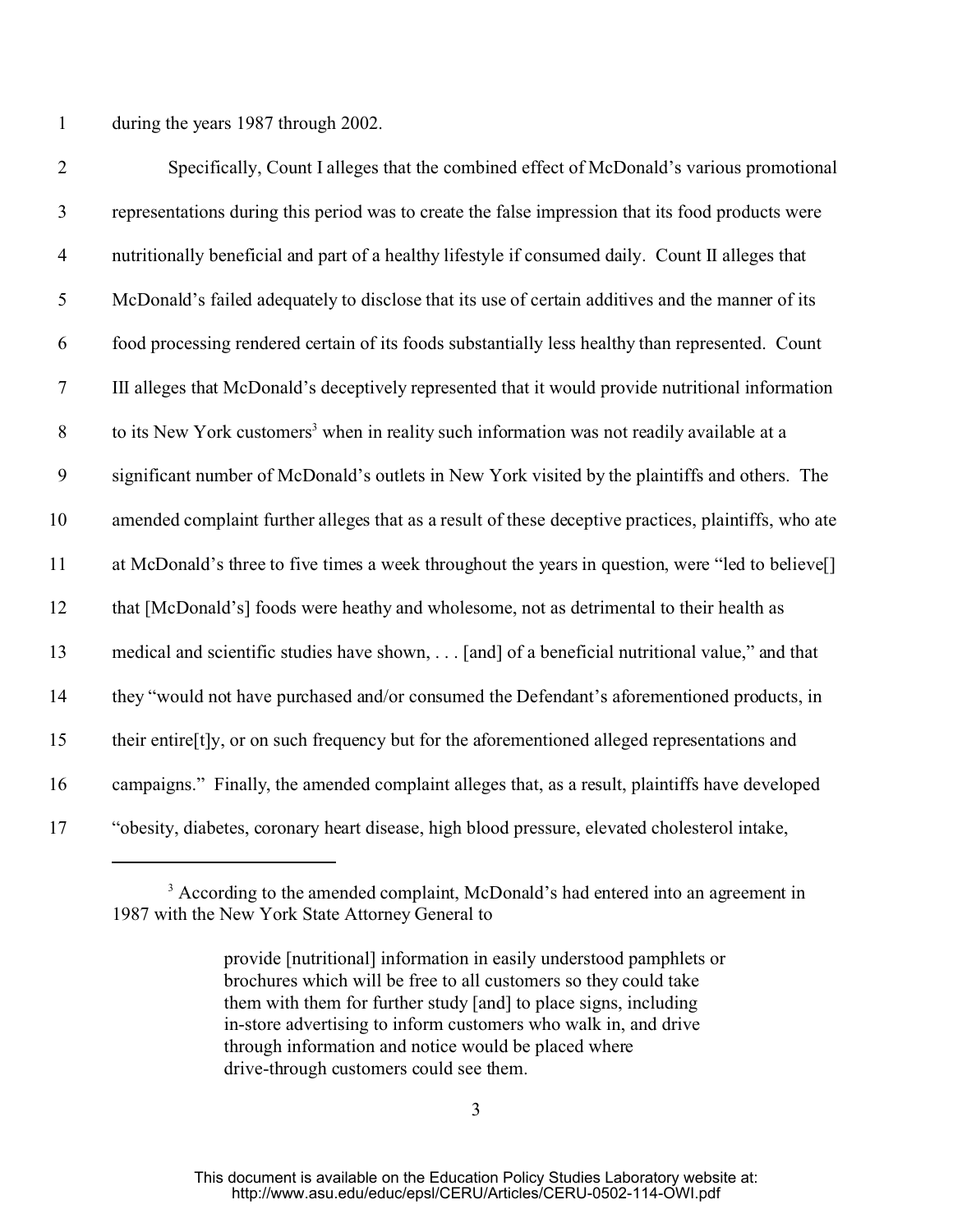during the years 1987 through 2002.

Specifically, Count I alleges that the combined effect of McDonald's various promotional representations during this period was to create the false impression that its food products were nutritionally beneficial and part of a healthy lifestyle if consumed daily. Count II alleges that McDonald's failed adequately to disclose that its use of certain additives and the manner of its food processing rendered certain of its foods substantially less healthy than represented. Count III alleges that McDonald's deceptively represented that it would provide nutritional information to its New York customers[3] when in reality such information was not readily available at a significant number of McDonald's outlets in New York visited by the plaintiffs and others. The amended complaint further alleges that as a result of these deceptive practices, plaintiffs, who ate at McDonald's three to five times a week throughout the years in question, were "led to believe[] that [McDonald's] foods were heathy and wholesome, not as detrimental to their health as medical and scientific studies have shown, . . . [and] of a beneficial nutritional value," and that they "would not have purchased and/or consumed the Defendant's aforementioned products, in their entire[t]y, or on such frequency but for the aforementioned alleged representations and campaigns." Finally, the amended complaint alleges that, as a result, plaintiffs have developed "obesity, diabetes, coronary heart disease, high blood pressure, elevated cholesterol intake,

---

[3] According to the amended complaint, McDonald's had entered into an agreement in 1987 with the New York State Attorney General to

> provide [nutritional] information in easily understood pamphlets or brochures which will be free to all customers so they could take them with them for further study [and] to place signs, including in-store advertising to inform customers who walk in, and drive through information and notice would be placed where drive-through customers could see them.

This document is available on the Education Policy Studies Laboratory website at: http://www.asu.edu/educ/epsl/CERU/Articles/CERU-0502-114-OWI.pdf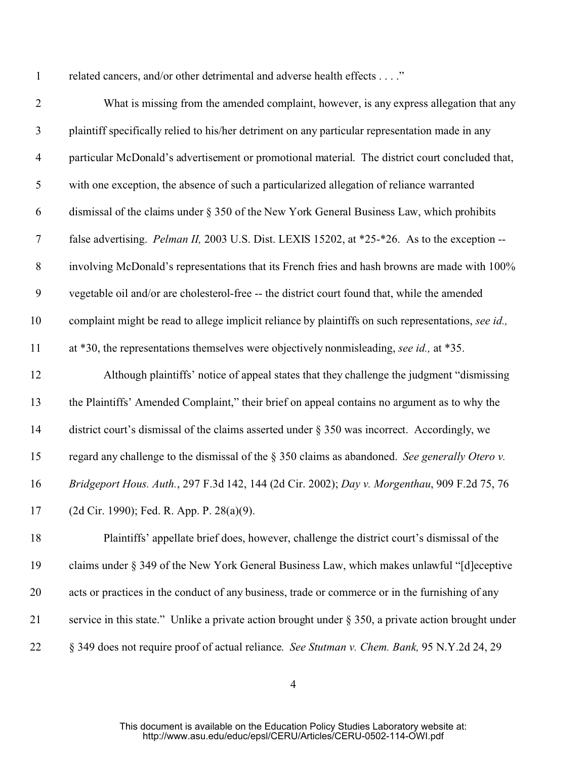related cancers, and/or other detrimental and adverse health effects . . . ."

What is missing from the amended complaint, however, is any express allegation that any plaintiff specifically relied to his/her detriment on any particular representation made in any particular McDonald's advertisement or promotional material. The district court concluded that, with one exception, the absence of such a particularized allegation of reliance warranted dismissal of the claims under § 350 of the New York General Business Law, which prohibits false advertising. *Pelman II,* 2003 U.S. Dist. LEXIS 15202, at *25-*26. As to the exception -- involving McDonald's representations that its French fries and hash browns are made with 100% vegetable oil and/or are cholesterol-free -- the district court found that, while the amended complaint might be read to allege implicit reliance by plaintiffs on such representations, *see id.,* at *30, the representations themselves were objectively nonmisleading, *see id.,* at *35.

Although plaintiffs' notice of appeal states that they challenge the judgment "dismissing the Plaintiffs' Amended Complaint," their brief on appeal contains no argument as to why the district court's dismissal of the claims asserted under § 350 was incorrect. Accordingly, we regard any challenge to the dismissal of the § 350 claims as abandoned. *See generally Otero v. Bridgeport Hous. Auth.*, 297 F.3d 142, 144 (2d Cir. 2002); *Day v. Morgenthau*, 909 F.2d 75, 76 (2d Cir. 1990); Fed. R. App. P. 28(a)(9).

Plaintiffs' appellate brief does, however, challenge the district court's dismissal of the claims under § 349 of the New York General Business Law, which makes unlawful "[d]eceptive acts or practices in the conduct of any business, trade or commerce or in the furnishing of any service in this state." Unlike a private action brought under § 350, a private action brought under § 349 does not require proof of actual reliance. *See Stutman v. Chem. Bank,* 95 N.Y.2d 24, 29

This document is available on the Education Policy Studies Laboratory website at: http://www.asu.edu/educ/epsl/CERU/Articles/CERU-0502-114-OWI.pdf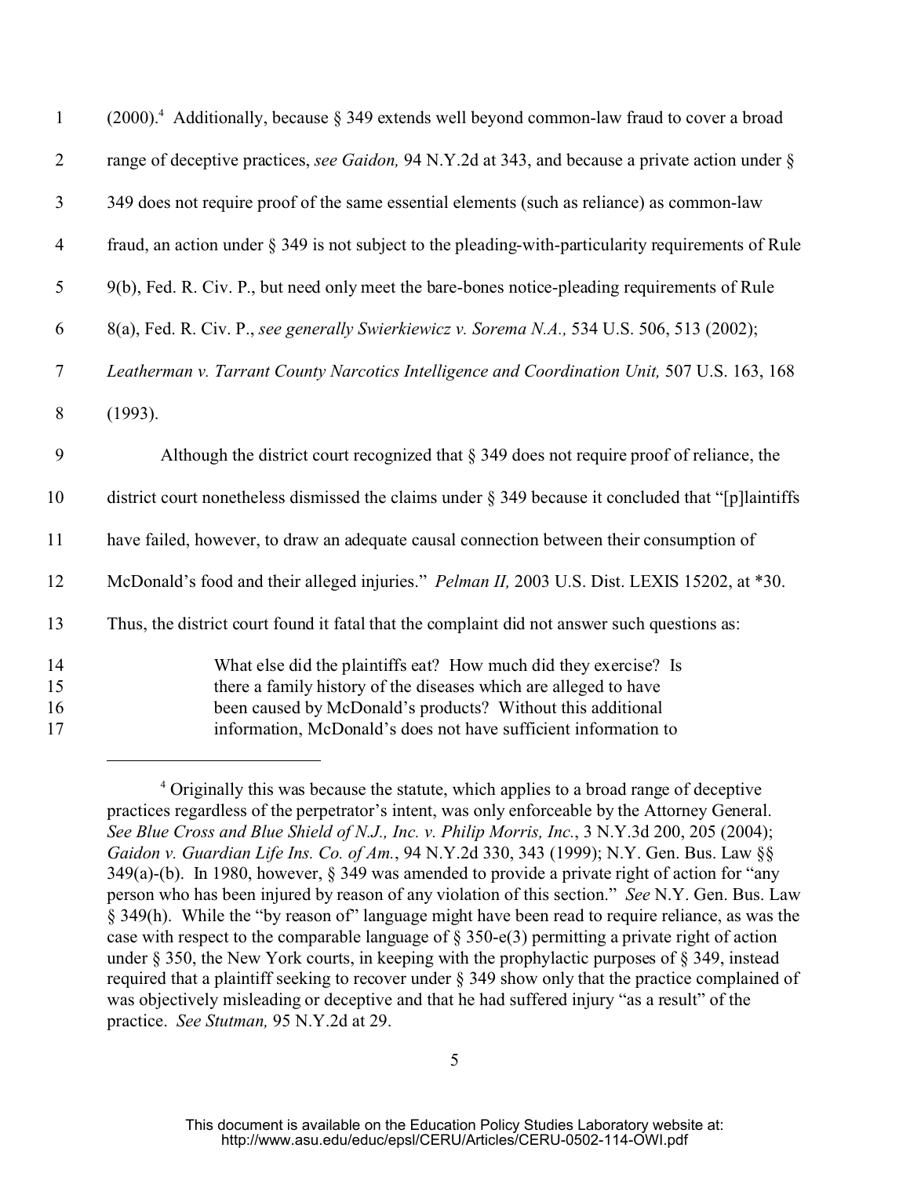(2000).[4] Additionally, because § 349 extends well beyond common-law fraud to cover a broad range of deceptive practices, *see Gaidon,* 94 N.Y.2d at 343, and because a private action under § 349 does not require proof of the same essential elements (such as reliance) as common-law fraud, an action under § 349 is not subject to the pleading-with-particularity requirements of Rule 9(b), Fed. R. Civ. P., but need only meet the bare-bones notice-pleading requirements of Rule 8(a), Fed. R. Civ. P., *see generally Swierkiewicz v. Sorema N.A.,* 534 U.S. 506, 513 (2002); *Leatherman v. Tarrant County Narcotics Intelligence and Coordination Unit,* 507 U.S. 163, 168 (1993).

Although the district court recognized that § 349 does not require proof of reliance, the district court nonetheless dismissed the claims under § 349 because it concluded that "[p]laintiffs have failed, however, to draw an adequate causal connection between their consumption of McDonald's food and their alleged injuries." *Pelman II,* 2003 U.S. Dist. LEXIS 15202, at *30. Thus, the district court found it fatal that the complaint did not answer such questions as:

> What else did the plaintiffs eat? How much did they exercise? Is there a family history of the diseases which are alleged to have been caused by McDonald's products? Without this additional information, McDonald's does not have sufficient information to

[4] Originally this was because the statute, which applies to a broad range of deceptive practices regardless of the perpetrator's intent, was only enforceable by the Attorney General. *See Blue Cross and Blue Shield of N.J., Inc. v. Philip Morris, Inc.*, 3 N.Y.3d 200, 205 (2004); *Gaidon v. Guardian Life Ins. Co. of Am.*, 94 N.Y.2d 330, 343 (1999); N.Y. Gen. Bus. Law §§ 349(a)-(b). In 1980, however, § 349 was amended to provide a private right of action for "any person who has been injured by reason of any violation of this section." *See* N.Y. Gen. Bus. Law § 349(h). While the "by reason of" language might have been read to require reliance, as was the case with respect to the comparable language of § 350-e(3) permitting a private right of action under § 350, the New York courts, in keeping with the prophylactic purposes of § 349, instead required that a plaintiff seeking to recover under § 349 show only that the practice complained of was objectively misleading or deceptive and that he had suffered injury "as a result" of the practice. *See Stutman,* 95 N.Y.2d at 29.

This document is available on the Education Policy Studies Laboratory website at: http://www.asu.edu/educ/epsl/CERU/Articles/CERU-0502-114-OWI.pdf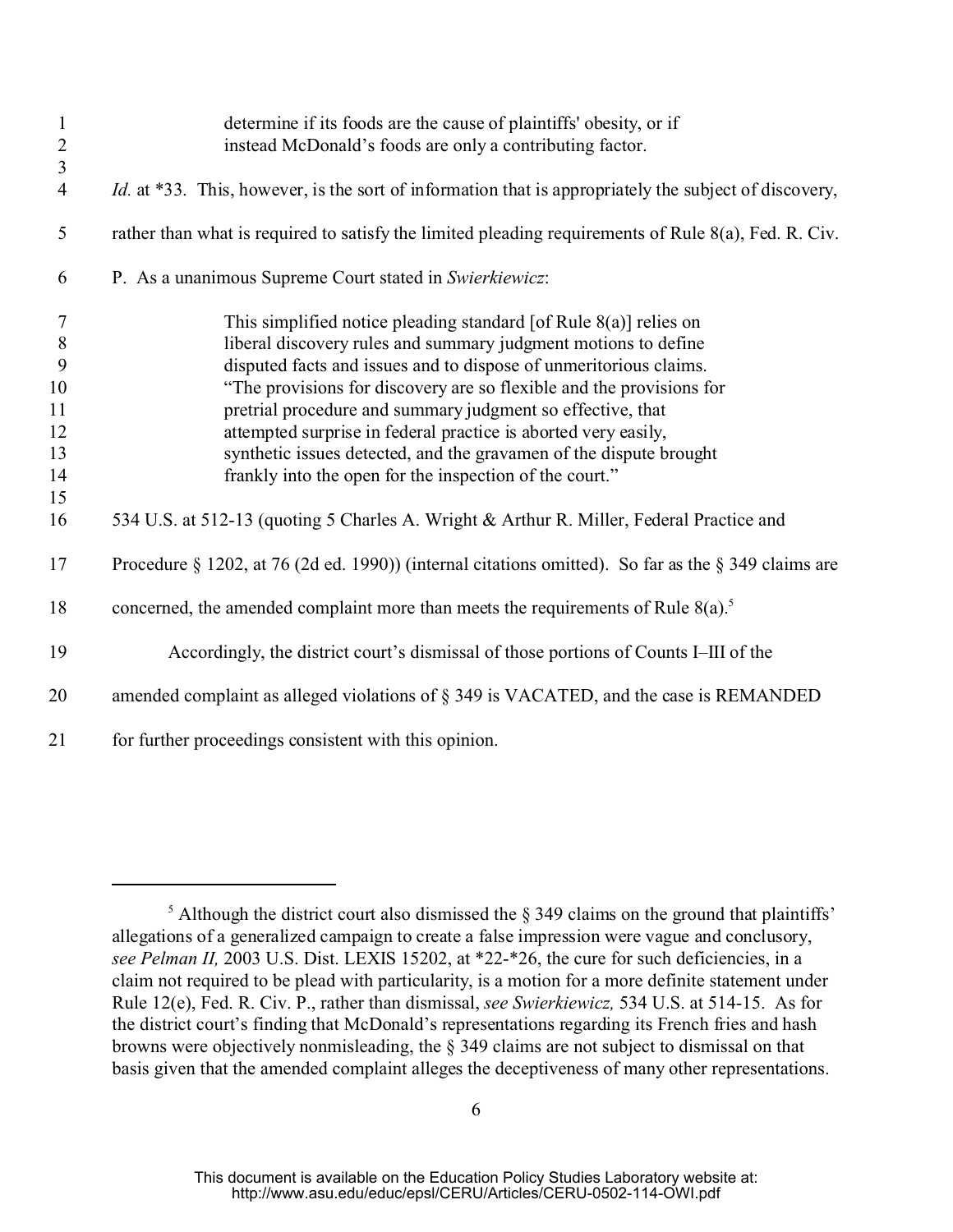> determine if its foods are the cause of plaintiffs' obesity, or if instead McDonald's foods are only a contributing factor.

*Id.* at *33. This, however, is the sort of information that is appropriately the subject of discovery, rather than what is required to satisfy the limited pleading requirements of Rule 8(a), Fed. R. Civ. P. As a unanimous Supreme Court stated in *Swierkiewicz*:

> This simplified notice pleading standard [of Rule 8(a)] relies on liberal discovery rules and summary judgment motions to define disputed facts and issues and to dispose of unmeritorious claims. "The provisions for discovery are so flexible and the provisions for pretrial procedure and summary judgment so effective, that attempted surprise in federal practice is aborted very easily, synthetic issues detected, and the gravamen of the dispute brought frankly into the open for the inspection of the court."

534 U.S. at 512-13 (quoting 5 Charles A. Wright & Arthur R. Miller, Federal Practice and Procedure § 1202, at 76 (2d ed. 1990)) (internal citations omitted). So far as the § 349 claims are concerned, the amended complaint more than meets the requirements of Rule 8(a).[5]

Accordingly, the district court's dismissal of those portions of Counts I–III of the amended complaint as alleged violations of § 349 is VACATED, and the case is REMANDED for further proceedings consistent with this opinion.

---

[5] Although the district court also dismissed the § 349 claims on the ground that plaintiffs' allegations of a generalized campaign to create a false impression were vague and conclusory, *see Pelman II,* 2003 U.S. Dist. LEXIS 15202, at *22-*26, the cure for such deficiencies, in a claim not required to be plead with particularity, is a motion for a more definite statement under Rule 12(e), Fed. R. Civ. P., rather than dismissal, *see Swierkiewicz,* 534 U.S. at 514-15. As for the district court's finding that McDonald's representations regarding its French fries and hash browns were objectively nonmisleading, the § 349 claims are not subject to dismissal on that basis given that the amended complaint alleges the deceptiveness of many other representations.

This document is available on the Education Policy Studies Laboratory website at: http://www.asu.edu/educ/epsl/CERU/Articles/CERU-0502-114-OWI.pdf